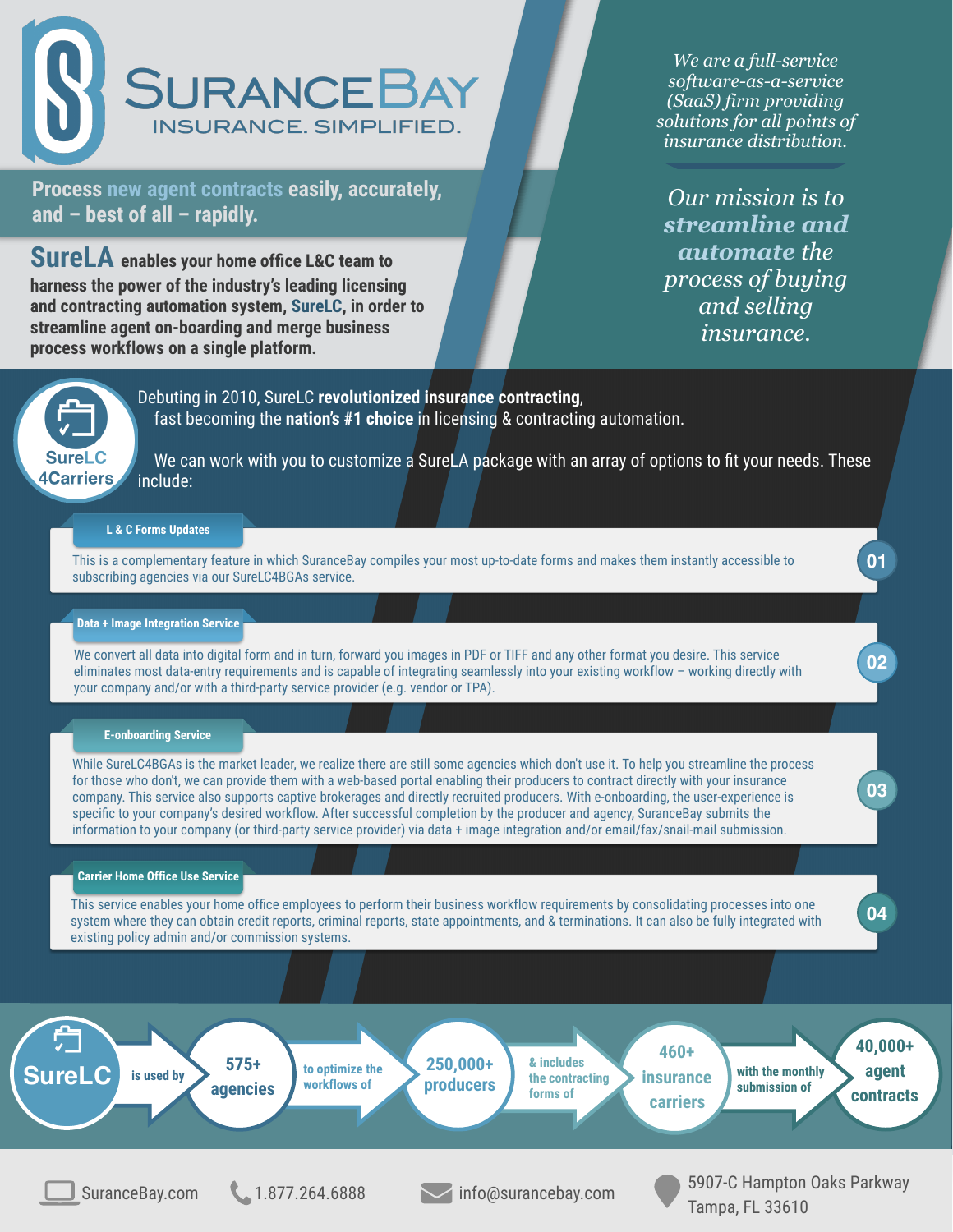# SURANCEBAY

INSURANCE. SIMPLIFIED.

*We are a full-service software-as-a-service (SaaS) firm providing solutions for all points of insurance distribution.*

*Our mission is to **streamline and automate** the process of buying and selling insurance.*

## Process new agent contracts easily, accurately, and – best of all – rapidly.

**SureLA enables your home office L&C team to harness the power of the industry's leading licensing and contracting automation system, SureLC, in order to streamline agent on-boarding and merge business process workflows on a single platform.**

SureLC 4Carriers

Debuting in 2010, SureLC **revolutionized insurance contracting**, fast becoming the **nation's #1 choice** in licensing & contracting automation.

We can work with you to customize a SureLA package with an array of options to fit your needs. These include:

### 01 — L & C Forms Updates

This is a complementary feature in which SuranceBay compiles your most up-to-date forms and makes them instantly accessible to subscribing agencies via our SureLC4BGAs service.

### 02 — Data + Image Integration Service

We convert all data into digital form and in turn, forward you images in PDF or TIFF and any other format you desire. This service eliminates most data-entry requirements and is capable of integrating seamlessly into your existing workflow – working directly with your company and/or with a third-party service provider (e.g. vendor or TPA).

### 03 — E-onboarding Service

While SureLC4BGAs is the market leader, we realize there are still some agencies which don't use it. To help you streamline the process for those who don't, we can provide them with a web-based portal enabling their producers to contract directly with your insurance company. This service also supports captive brokerages and directly recruited producers. With e-onboarding, the user-experience is specific to your company's desired workflow. After successful completion by the producer and agency, SuranceBay submits the information to your company (or third-party service provider) via data + image integration and/or email/fax/snail-mail submission.

### 04 — Carrier Home Office Use Service

This service enables your home office employees to perform their business workflow requirements by consolidating processes into one system where they can obtain credit reports, criminal reports, state appointments, and & terminations. It can also be fully integrated with existing policy admin and/or commission systems.

**SureLC** is used by **575+ agencies** to optimize the workflows of **250,000+ producers** & includes the contracting forms of **460+ insurance carriers** with the monthly submission of **40,000+ agent contracts**

SuranceBay.com | 1.877.264.6888 | info@surancebay.com | 5907-C Hampton Oaks Parkway Tampa, FL 33610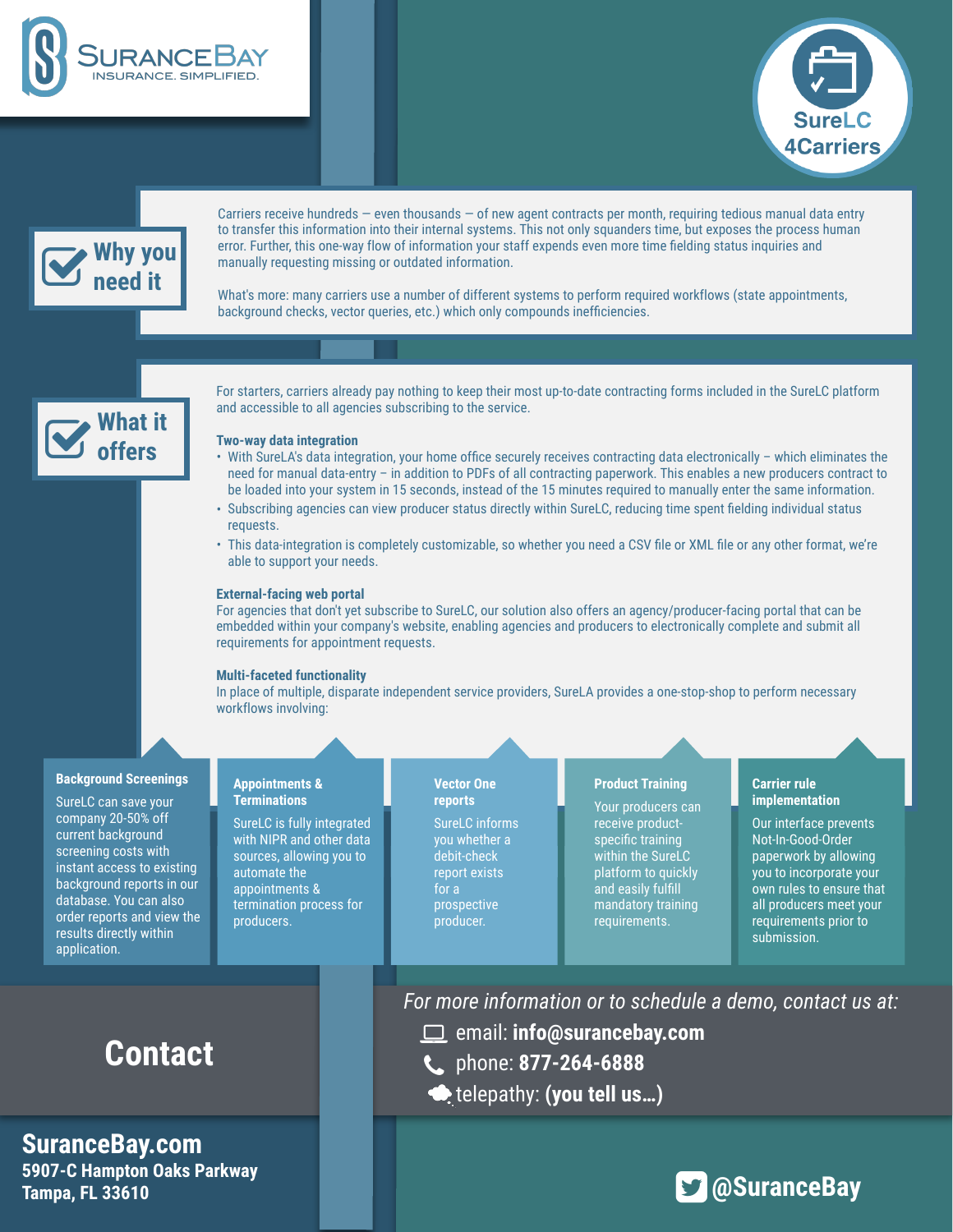SURANCEBAY
INSURANCE. SIMPLIFIED.

SureLC 4Carriers

## Why you need it

Carriers receive hundreds — even thousands — of new agent contracts per month, requiring tedious manual data entry to transfer this information into their internal systems. This not only squanders time, but exposes the process human error. Further, this one-way flow of information your staff expends even more time fielding status inquiries and manually requesting missing or outdated information.

What's more: many carriers use a number of different systems to perform required workflows (state appointments, background checks, vector queries, etc.) which only compounds inefficiencies.

## What it offers

For starters, carriers already pay nothing to keep their most up-to-date contracting forms included in the SureLC platform and accessible to all agencies subscribing to the service.

**Two-way data integration**

- With SureLA's data integration, your home office securely receives contracting data electronically – which eliminates the need for manual data-entry – in addition to PDFs of all contracting paperwork. This enables a new producers contract to be loaded into your system in 15 seconds, instead of the 15 minutes required to manually enter the same information.
- Subscribing agencies can view producer status directly within SureLC, reducing time spent fielding individual status requests.
- This data-integration is completely customizable, so whether you need a CSV file or XML file or any other format, we're able to support your needs.

**External-facing web portal**

For agencies that don't yet subscribe to SureLC, our solution also offers an agency/producer-facing portal that can be embedded within your company's website, enabling agencies and producers to electronically complete and submit all requirements for appointment requests.

**Multi-faceted functionality**

In place of multiple, disparate independent service providers, SureLA provides a one-stop-shop to perform necessary workflows involving:

**Background Screenings**
SureLC can save your company 20-50% off current background screening costs with instant access to existing background reports in our database. You can also order reports and view the results directly within application.

**Appointments & Terminations**
SureLC is fully integrated with NIPR and other data sources, allowing you to automate the appointments & termination process for producers.

**Vector One reports**
SureLC informs you whether a debit-check report exists for a prospective producer.

**Product Training**
Your producers can receive product-specific training within the SureLC platform to quickly and easily fulfill mandatory training requirements.

**Carrier rule implementation**
Our interface prevents Not-In-Good-Order paperwork by allowing you to incorporate your own rules to ensure that all producers meet your requirements prior to submission.

## Contact

*For more information or to schedule a demo, contact us at:*

email: **info@surancebay.com**
phone: **877-264-6888**
telepathy: **(you tell us…)**

**SuranceBay.com**
**5907-C Hampton Oaks Parkway**
**Tampa, FL 33610**

**@SuranceBay**